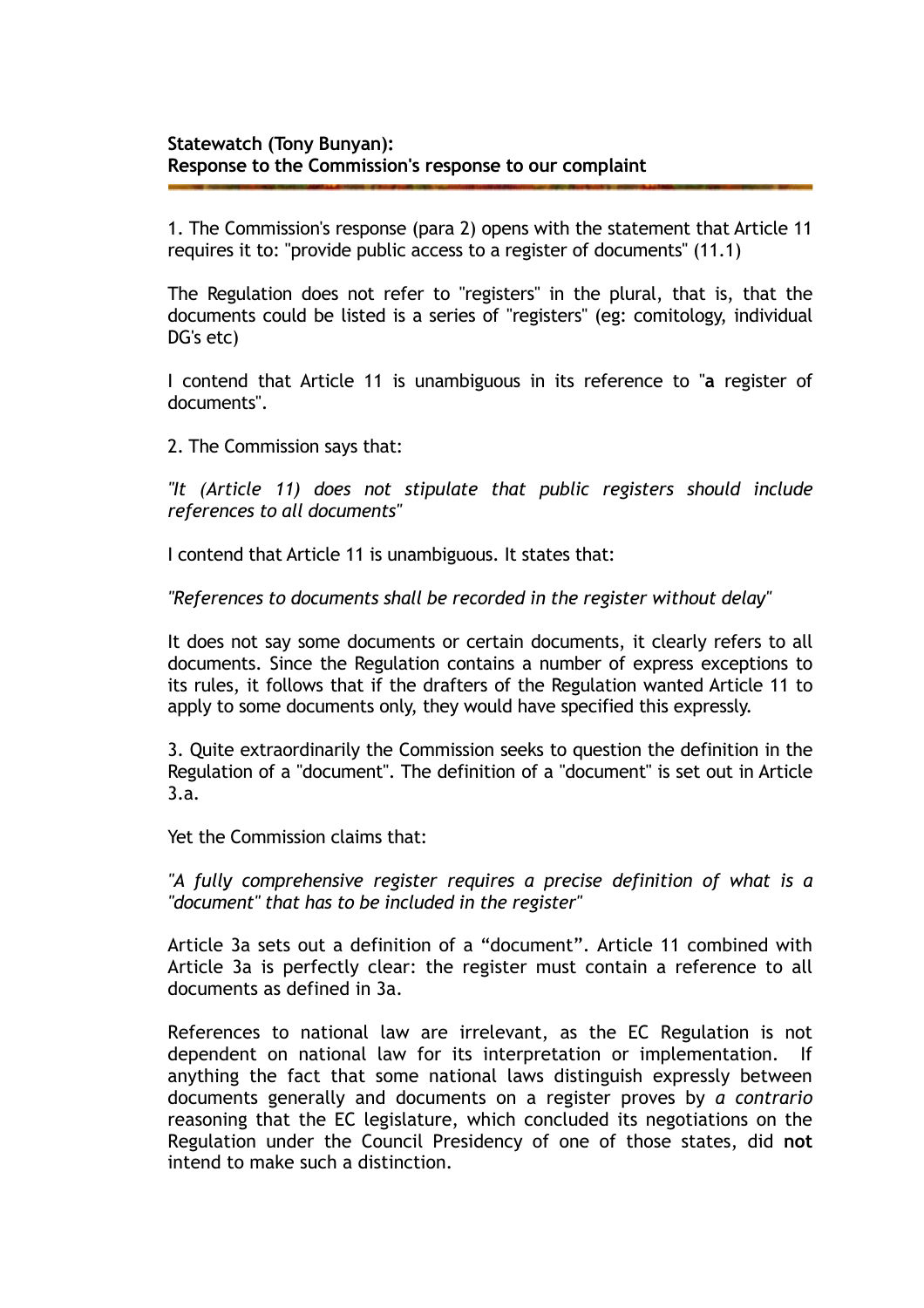**Statewatch (Tony Bunyan):**
**Response to the Commission's response to our complaint**

1. The Commission's response (para 2) opens with the statement that Article 11 requires it to: "provide public access to a register of documents" (11.1)

The Regulation does not refer to "registers" in the plural, that is, that the documents could be listed is a series of "registers" (eg: comitology, individual DG's etc)

I contend that Article 11 is unambiguous in its reference to "**a** register of documents".

2. The Commission says that:

*"It (Article 11) does not stipulate that public registers should include references to all documents"*

I contend that Article 11 is unambiguous. It states that:

*"References to documents shall be recorded in the register without delay"*

It does not say some documents or certain documents, it clearly refers to all documents. Since the Regulation contains a number of express exceptions to its rules, it follows that if the drafters of the Regulation wanted Article 11 to apply to some documents only, they would have specified this expressly.

3. Quite extraordinarily the Commission seeks to question the definition in the Regulation of a "document". The definition of a "document" is set out in Article 3.a.

Yet the Commission claims that:

*"A fully comprehensive register requires a precise definition of what is a "document" that has to be included in the register"*

Article 3a sets out a definition of a “document”. Article 11 combined with Article 3a is perfectly clear: the register must contain a reference to all documents as defined in 3a.

References to national law are irrelevant, as the EC Regulation is not dependent on national law for its interpretation or implementation. If anything the fact that some national laws distinguish expressly between documents generally and documents on a register proves by *a contrario* reasoning that the EC legislature, which concluded its negotiations on the Regulation under the Council Presidency of one of those states, did **not** intend to make such a distinction.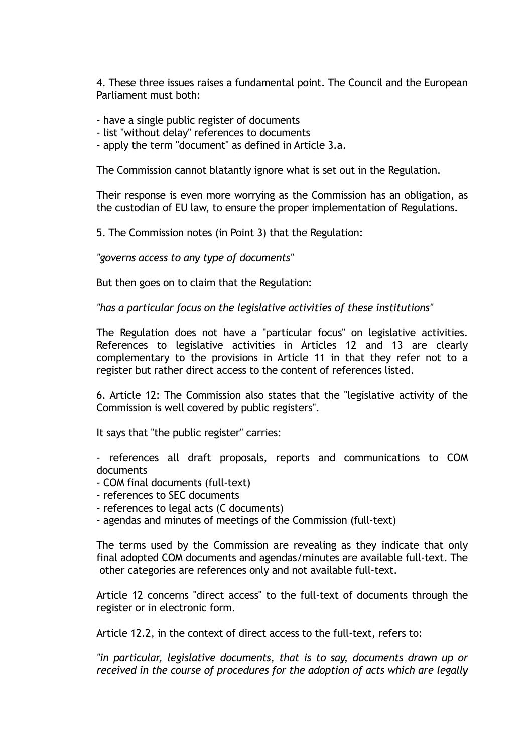4. These three issues raises a fundamental point. The Council and the European Parliament must both:

- have a single public register of documents
- list "without delay" references to documents
- apply the term "document" as defined in Article 3.a.

The Commission cannot blatantly ignore what is set out in the Regulation.

Their response is even more worrying as the Commission has an obligation, as the custodian of EU law, to ensure the proper implementation of Regulations.

5. The Commission notes (in Point 3) that the Regulation:

*"governs access to any type of documents"*

But then goes on to claim that the Regulation:

*"has a particular focus on the legislative activities of these institutions"*

The Regulation does not have a "particular focus" on legislative activities. References to legislative activities in Articles 12 and 13 are clearly complementary to the provisions in Article 11 in that they refer not to a register but rather direct access to the content of references listed.

6. Article 12: The Commission also states that the "legislative activity of the Commission is well covered by public registers".

It says that "the public register" carries:

- references all draft proposals, reports and communications to COM documents
- COM final documents (full-text)
- references to SEC documents
- references to legal acts (C documents)
- agendas and minutes of meetings of the Commission (full-text)

The terms used by the Commission are revealing as they indicate that only final adopted COM documents and agendas/minutes are available full-text. The other categories are references only and not available full-text.

Article 12 concerns "direct access" to the full-text of documents through the register or in electronic form.

Article 12.2, in the context of direct access to the full-text, refers to:

*"in particular, legislative documents, that is to say, documents drawn up or received in the course of procedures for the adoption of acts which are legally*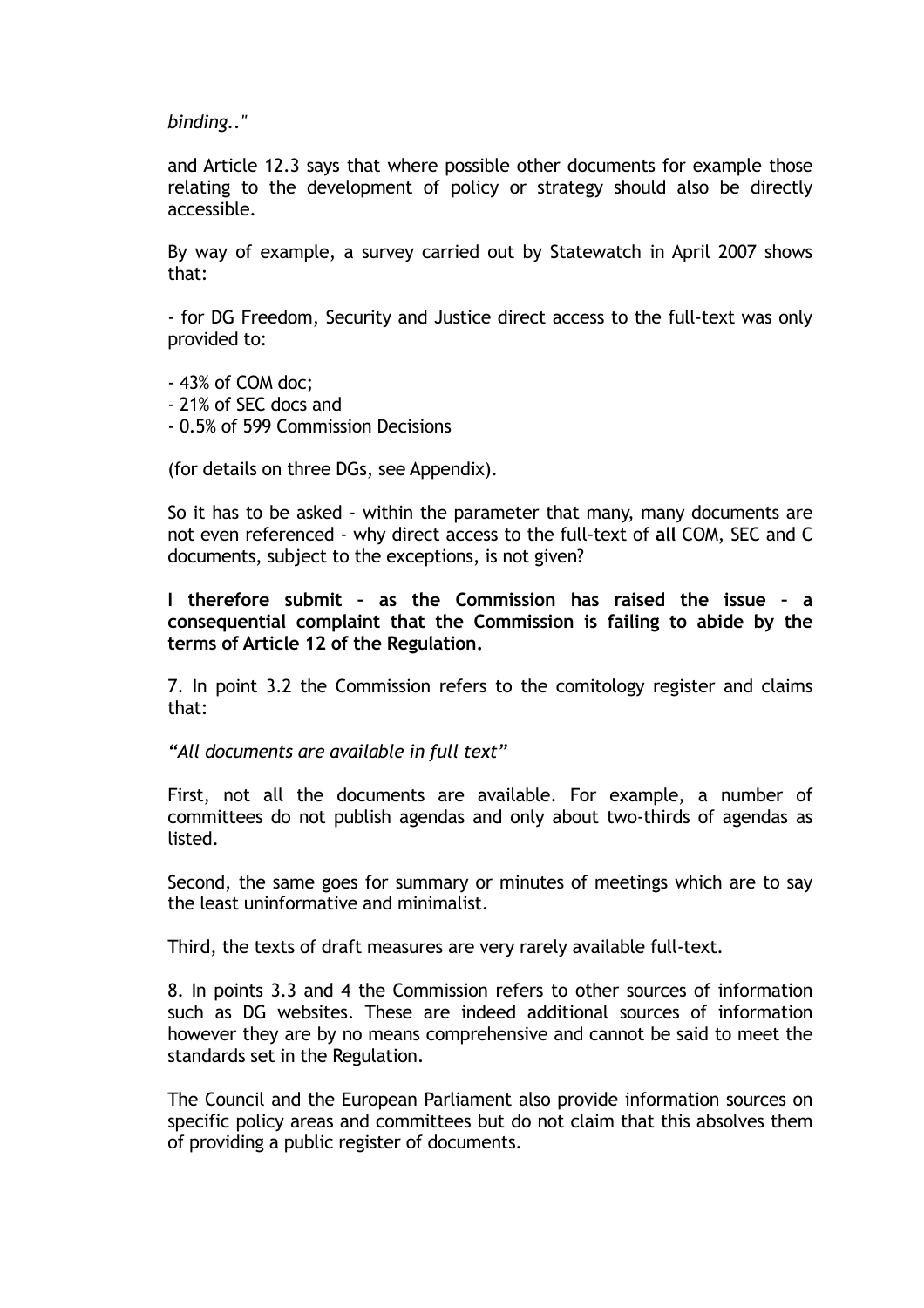*binding.."*

and Article 12.3 says that where possible other documents for example those relating to the development of policy or strategy should also be directly accessible.

By way of example, a survey carried out by Statewatch in April 2007 shows that:

- for DG Freedom, Security and Justice direct access to the full-text was only provided to:

- 43% of COM doc;
- 21% of SEC docs and
- 0.5% of 599 Commission Decisions

(for details on three DGs, see Appendix).

So it has to be asked - within the parameter that many, many documents are not even referenced - why direct access to the full-text of **all** COM, SEC and C documents, subject to the exceptions, is not given?

**I therefore submit – as the Commission has raised the issue – a consequential complaint that the Commission is failing to abide by the terms of Article 12 of the Regulation.**

7. In point 3.2 the Commission refers to the comitology register and claims that:

*"All documents are available in full text"*

First, not all the documents are available. For example, a number of committees do not publish agendas and only about two-thirds of agendas as listed.

Second, the same goes for summary or minutes of meetings which are to say the least uninformative and minimalist.

Third, the texts of draft measures are very rarely available full-text.

8. In points 3.3 and 4 the Commission refers to other sources of information such as DG websites. These are indeed additional sources of information however they are by no means comprehensive and cannot be said to meet the standards set in the Regulation.

The Council and the European Parliament also provide information sources on specific policy areas and committees but do not claim that this absolves them of providing a public register of documents.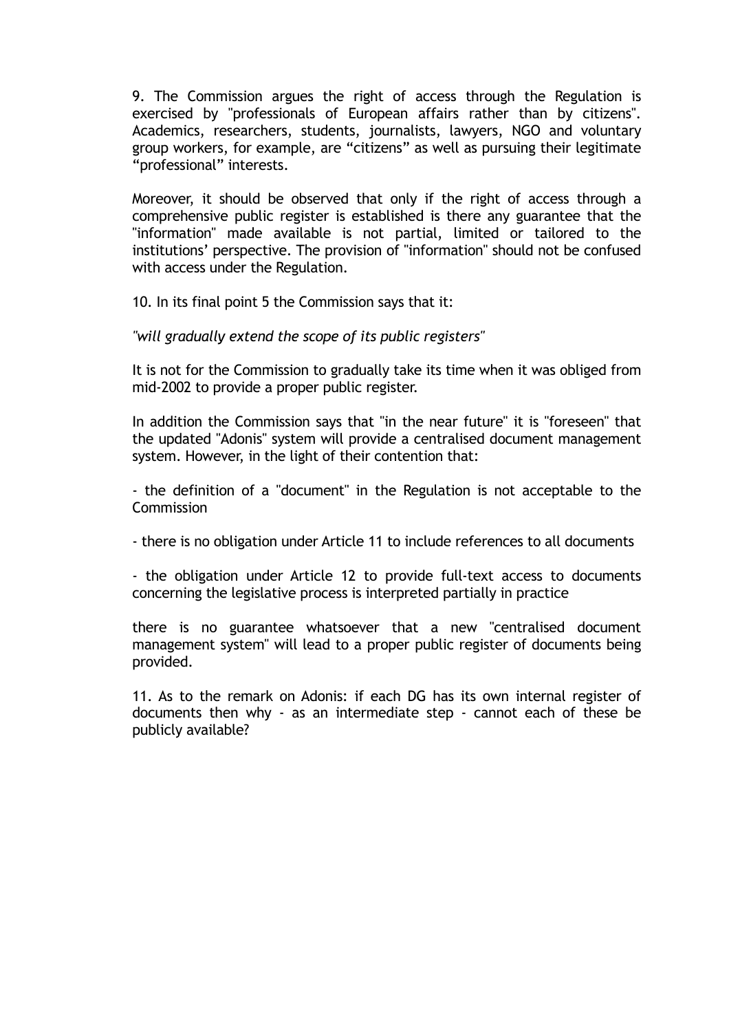9. The Commission argues the right of access through the Regulation is exercised by "professionals of European affairs rather than by citizens". Academics, researchers, students, journalists, lawyers, NGO and voluntary group workers, for example, are “citizens” as well as pursuing their legitimate “professional” interests.

Moreover, it should be observed that only if the right of access through a comprehensive public register is established is there any guarantee that the "information" made available is not partial, limited or tailored to the institutions’ perspective. The provision of "information" should not be confused with access under the Regulation.

10. In its final point 5 the Commission says that it:

*"will gradually extend the scope of its public registers"*

It is not for the Commission to gradually take its time when it was obliged from mid-2002 to provide a proper public register.

In addition the Commission says that "in the near future" it is "foreseen" that the updated "Adonis" system will provide a centralised document management system. However, in the light of their contention that:

- the definition of a "document" in the Regulation is not acceptable to the Commission

- there is no obligation under Article 11 to include references to all documents

- the obligation under Article 12 to provide full-text access to documents concerning the legislative process is interpreted partially in practice

there is no guarantee whatsoever that a new "centralised document management system" will lead to a proper public register of documents being provided.

11. As to the remark on Adonis: if each DG has its own internal register of documents then why - as an intermediate step - cannot each of these be publicly available?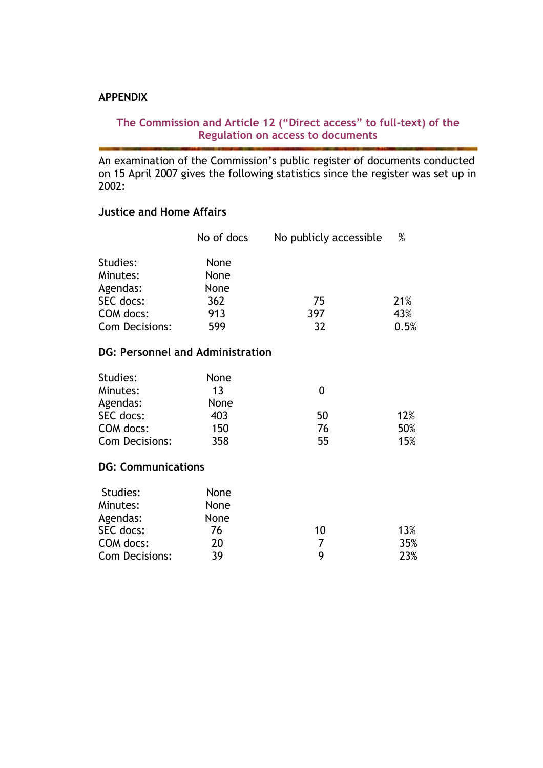## APPENDIX

### The Commission and Article 12 ("Direct access" to full-text) of the Regulation on access to documents

An examination of the Commission's public register of documents conducted on 15 April 2007 gives the following statistics since the register was set up in 2002:

**Justice and Home Affairs**

| | No of docs | No publicly accessible | % |
|---|---|---|---|
| Studies: | None | | |
| Minutes: | None | | |
| Agendas: | None | | |
| SEC docs: | 362 | 75 | 21% |
| COM docs: | 913 | 397 | 43% |
| Com Decisions: | 599 | 32 | 0.5% |

**DG: Personnel and Administration**

| | | | |
|---|---|---|---|
| Studies: | None | | |
| Minutes: | 13 | 0 | |
| Agendas: | None | | |
| SEC docs: | 403 | 50 | 12% |
| COM docs: | 150 | 76 | 50% |
| Com Decisions: | 358 | 55 | 15% |

**DG: Communications**

| | | | |
|---|---|---|---|
| Studies: | None | | |
| Minutes: | None | | |
| Agendas: | None | | |
| SEC docs: | 76 | 10 | 13% |
| COM docs: | 20 | 7 | 35% |
| Com Decisions: | 39 | 9 | 23% |